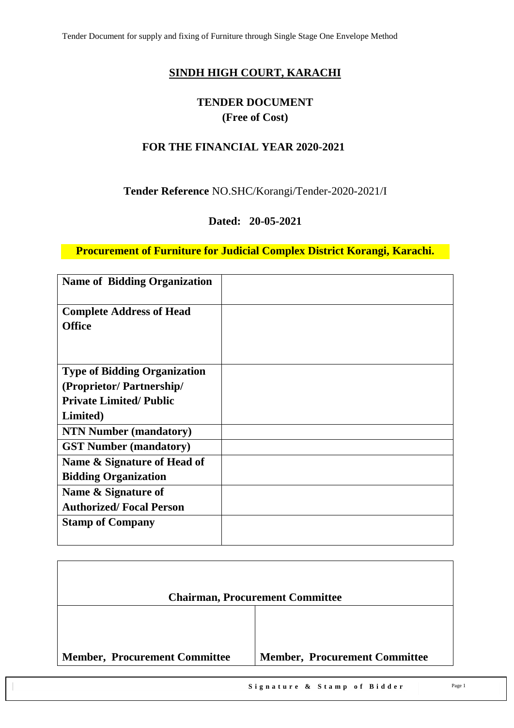# SINDH HIGH COURT, KARACHI

## TENDER DOCUMENT
**(Free of Cost)**

## FOR THE FINANCIAL YEAR 2020-2021

**Tender Reference** NO.SHC/Korangi/Tender-2020-2021/I

**Dated: 20-05-2021**

**Procurement of Furniture for Judicial Complex District Korangi, Karachi.**

| | |
|---|---|
| **Name of Bidding Organization** | |
| **Complete Address of Head Office** | |
| **Type of Bidding Organization (Proprietor/ Partnership/ Private Limited/ Public Limited)** | |
| **NTN Number (mandatory)** | |
| **GST Number (mandatory)** | |
| **Name & Signature of Head of Bidding Organization** | |
| **Name & Signature of Authorized/ Focal Person** | |
| **Stamp of Company** | |

| **Chairman, Procurement Committee** | |
|---|---|
| **Member, Procurement Committee** | **Member, Procurement Committee** |

**Signature & Stamp of Bidder**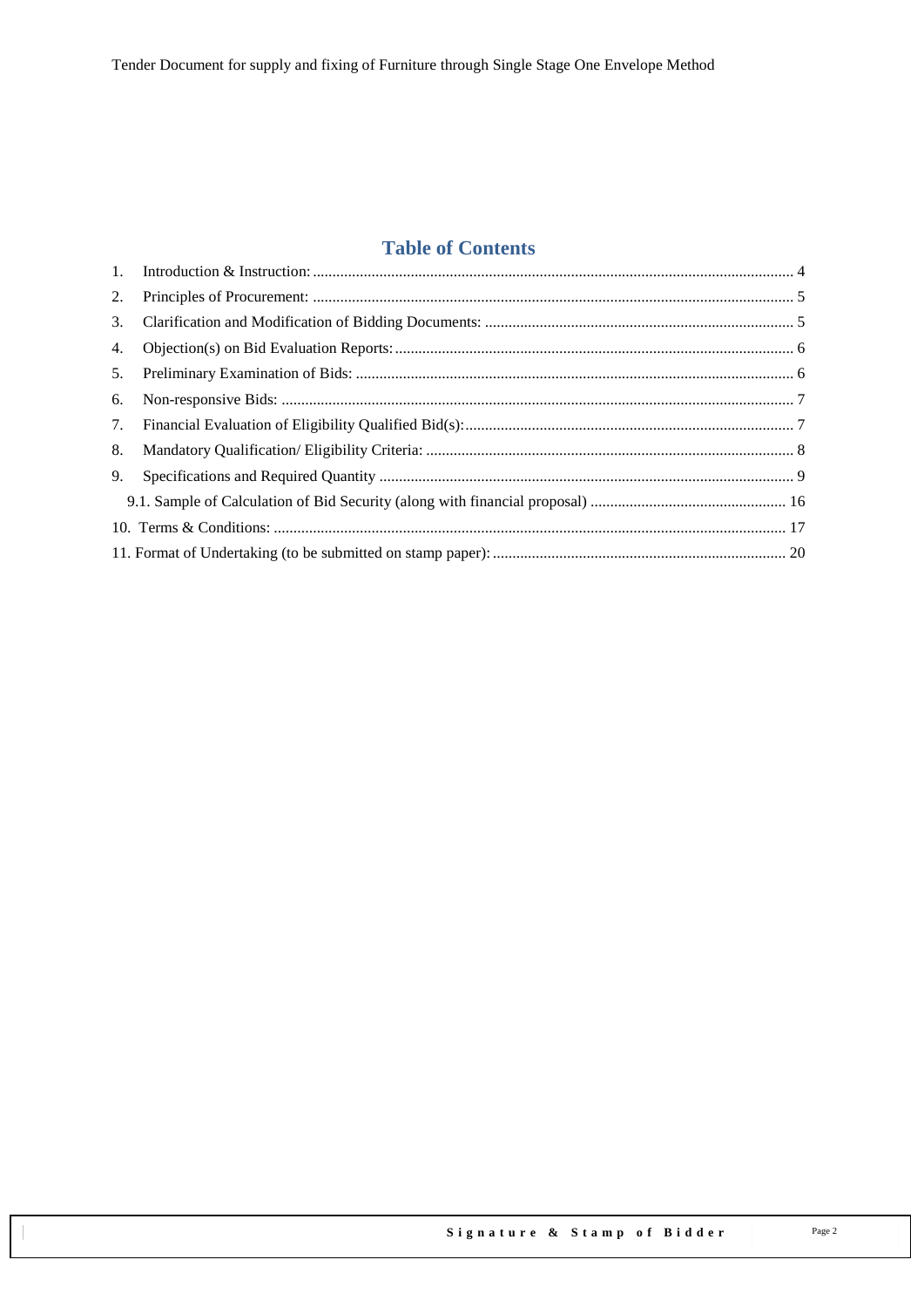## Table of Contents

1. Introduction & Instruction: 4
2. Principles of Procurement: 5
3. Clarification and Modification of Bidding Documents: 5
4. Objection(s) on Bid Evaluation Reports: 6
5. Preliminary Examination of Bids: 6
6. Non-responsive Bids: 7
7. Financial Evaluation of Eligibility Qualified Bid(s): 7
8. Mandatory Qualification/ Eligibility Criteria: 8
9. Specifications and Required Quantity 9
   - 9.1. Sample of Calculation of Bid Security (along with financial proposal) 16
10. Terms & Conditions: 17
11. Format of Undertaking (to be submitted on stamp paper): 20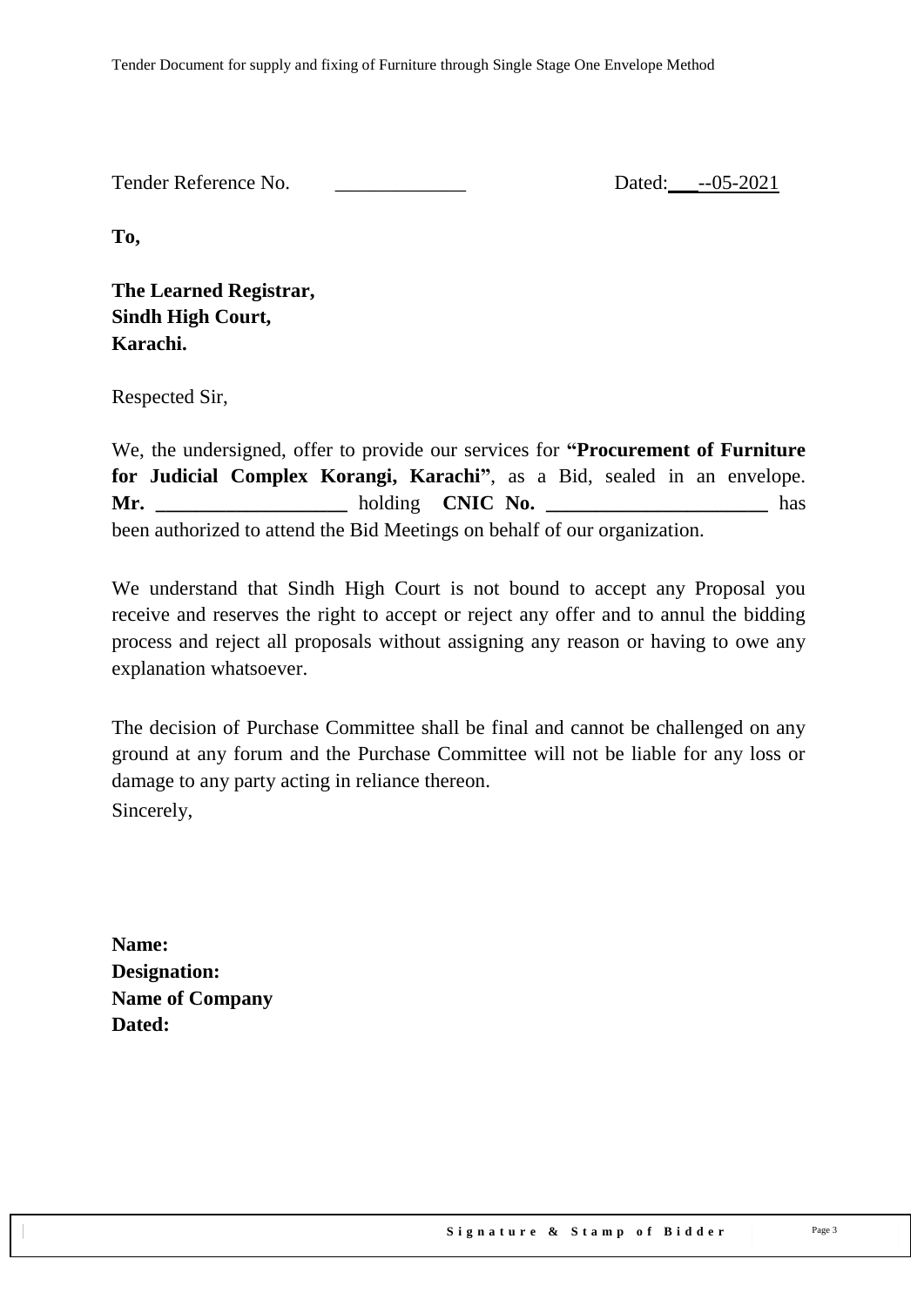Tender Reference No. _____________ Dated: ___--05-2021

**To,**

**The Learned Registrar,**
**Sindh High Court,**
**Karachi.**

Respected Sir,

We, the undersigned, offer to provide our services for **"Procurement of Furniture for Judicial Complex Korangi, Karachi"**, as a Bid, sealed in an envelope. **Mr. ___________________** holding **CNIC No. ______________________** has been authorized to attend the Bid Meetings on behalf of our organization.

We understand that Sindh High Court is not bound to accept any Proposal you receive and reserves the right to accept or reject any offer and to annul the bidding process and reject all proposals without assigning any reason or having to owe any explanation whatsoever.

The decision of Purchase Committee shall be final and cannot be challenged on any ground at any forum and the Purchase Committee will not be liable for any loss or damage to any party acting in reliance thereon.

Sincerely,

**Name:**
**Designation:**
**Name of Company**
**Dated:**

**Signature & Stamp of Bidder**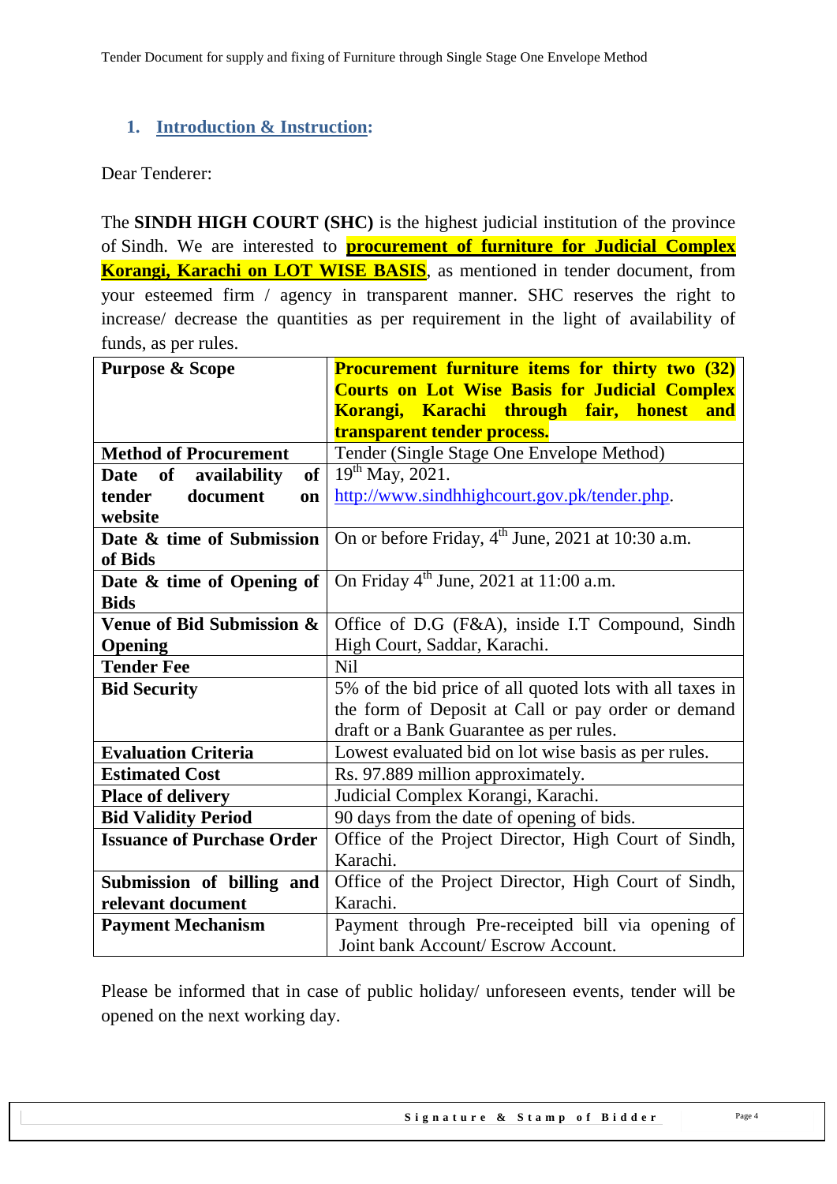## 1. Introduction & Instruction:

Dear Tenderer:

The **SINDH HIGH COURT (SHC)** is the highest judicial institution of the province of Sindh. We are interested to **procurement of furniture for Judicial Complex Korangi, Karachi on LOT WISE BASIS**, as mentioned in tender document, from your esteemed firm / agency in transparent manner. SHC reserves the right to increase/ decrease the quantities as per requirement in the light of availability of funds, as per rules.

| **Purpose & Scope** | **Procurement furniture items for thirty two (32) Courts on Lot Wise Basis for Judicial Complex Korangi, Karachi through fair, honest and transparent tender process.** |
|---|---|
| **Method of Procurement** | Tender (Single Stage One Envelope Method) |
| **Date of availability of tender document on website** | 19th May, 2021. http://www.sindhhighcourt.gov.pk/tender.php. |
| **Date & time of Submission of Bids** | On or before Friday, 4th June, 2021 at 10:30 a.m. |
| **Date & time of Opening of Bids** | On Friday 4th June, 2021 at 11:00 a.m. |
| **Venue of Bid Submission & Opening** | Office of D.G (F&A), inside I.T Compound, Sindh High Court, Saddar, Karachi. |
| **Tender Fee** | Nil |
| **Bid Security** | 5% of the bid price of all quoted lots with all taxes in the form of Deposit at Call or pay order or demand draft or a Bank Guarantee as per rules. |
| **Evaluation Criteria** | Lowest evaluated bid on lot wise basis as per rules. |
| **Estimated Cost** | Rs. 97.889 million approximately. |
| **Place of delivery** | Judicial Complex Korangi, Karachi. |
| **Bid Validity Period** | 90 days from the date of opening of bids. |
| **Issuance of Purchase Order** | Office of the Project Director, High Court of Sindh, Karachi. |
| **Submission of billing and relevant document** | Office of the Project Director, High Court of Sindh, Karachi. |
| **Payment Mechanism** | Payment through Pre-receipted bill via opening of Joint bank Account/ Escrow Account. |

Please be informed that in case of public holiday/ unforeseen events, tender will be opened on the next working day.

**Signature & Stamp of Bidder**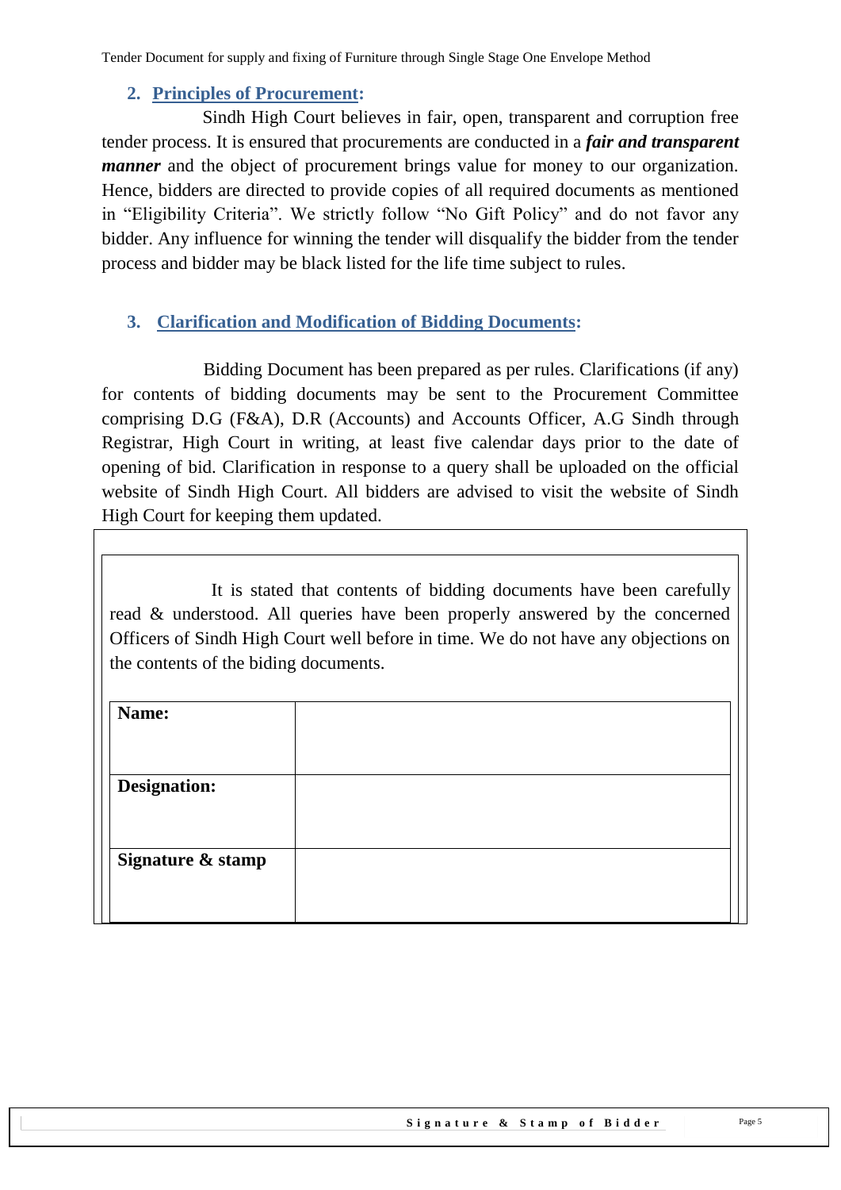## 2. Principles of Procurement:

Sindh High Court believes in fair, open, transparent and corruption free tender process. It is ensured that procurements are conducted in a ***fair and transparent manner*** and the object of procurement brings value for money to our organization. Hence, bidders are directed to provide copies of all required documents as mentioned in "Eligibility Criteria". We strictly follow "No Gift Policy" and do not favor any bidder. Any influence for winning the tender will disqualify the bidder from the tender process and bidder may be black listed for the life time subject to rules.

## 3. Clarification and Modification of Bidding Documents:

Bidding Document has been prepared as per rules. Clarifications (if any) for contents of bidding documents may be sent to the Procurement Committee comprising D.G (F&A), D.R (Accounts) and Accounts Officer, A.G Sindh through Registrar, High Court in writing, at least five calendar days prior to the date of opening of bid. Clarification in response to a query shall be uploaded on the official website of Sindh High Court. All bidders are advised to visit the website of Sindh High Court for keeping them updated.

It is stated that contents of bidding documents have been carefully read & understood. All queries have been properly answered by the concerned Officers of Sindh High Court well before in time. We do not have any objections on the contents of the biding documents.

| **Name:** | |
|---|---|
| **Designation:** | |
| **Signature & stamp** | |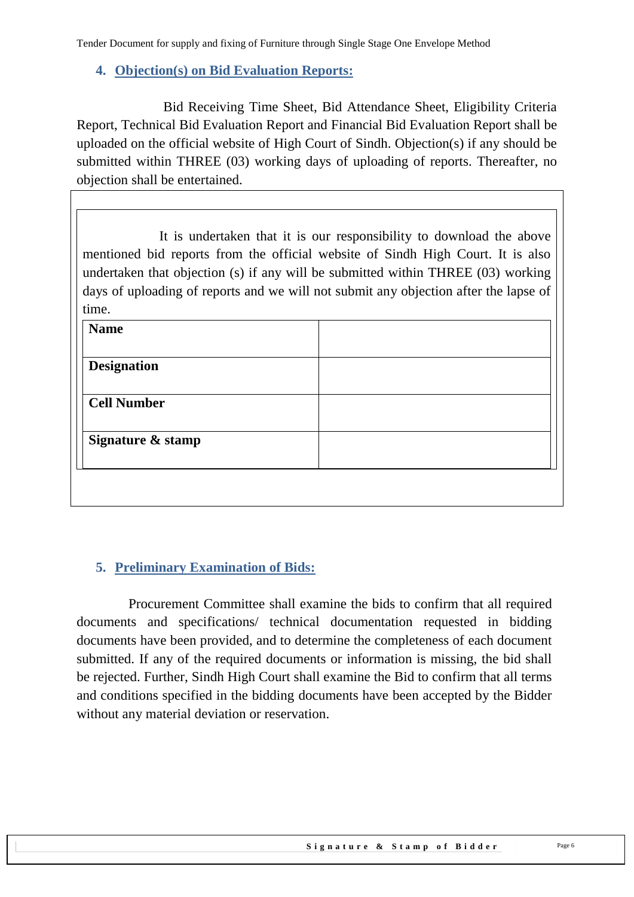## 4. Objection(s) on Bid Evaluation Reports:

Bid Receiving Time Sheet, Bid Attendance Sheet, Eligibility Criteria Report, Technical Bid Evaluation Report and Financial Bid Evaluation Report shall be uploaded on the official website of High Court of Sindh. Objection(s) if any should be submitted within THREE (03) working days of uploading of reports. Thereafter, no objection shall be entertained.

It is undertaken that it is our responsibility to download the above mentioned bid reports from the official website of Sindh High Court. It is also undertaken that objection (s) if any will be submitted within THREE (03) working days of uploading of reports and we will not submit any objection after the lapse of time.

| **Name** | |
|---|---|
| **Designation** | |
| **Cell Number** | |
| **Signature & stamp** | |

## 5. Preliminary Examination of Bids:

Procurement Committee shall examine the bids to confirm that all required documents and specifications/ technical documentation requested in bidding documents have been provided, and to determine the completeness of each document submitted. If any of the required documents or information is missing, the bid shall be rejected. Further, Sindh High Court shall examine the Bid to confirm that all terms and conditions specified in the bidding documents have been accepted by the Bidder without any material deviation or reservation.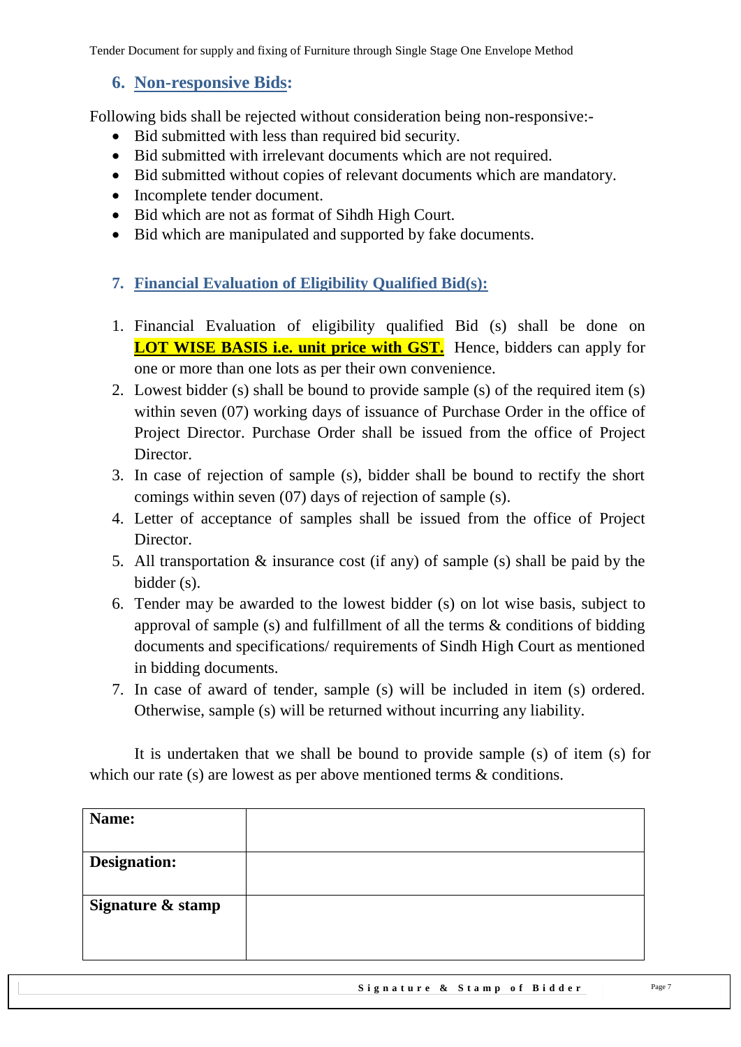## 6. Non-responsive Bids:

Following bids shall be rejected without consideration being non-responsive:-

- Bid submitted with less than required bid security.
- Bid submitted with irrelevant documents which are not required.
- Bid submitted without copies of relevant documents which are mandatory.
- Incomplete tender document.
- Bid which are not as format of Sihdh High Court.
- Bid which are manipulated and supported by fake documents.

## 7. Financial Evaluation of Eligibility Qualified Bid(s):

1. Financial Evaluation of eligibility qualified Bid (s) shall be done on **LOT WISE BASIS i.e. unit price with GST.** Hence, bidders can apply for one or more than one lots as per their own convenience.
2. Lowest bidder (s) shall be bound to provide sample (s) of the required item (s) within seven (07) working days of issuance of Purchase Order in the office of Project Director. Purchase Order shall be issued from the office of Project Director.
3. In case of rejection of sample (s), bidder shall be bound to rectify the short comings within seven (07) days of rejection of sample (s).
4. Letter of acceptance of samples shall be issued from the office of Project Director.
5. All transportation & insurance cost (if any) of sample (s) shall be paid by the bidder (s).
6. Tender may be awarded to the lowest bidder (s) on lot wise basis, subject to approval of sample (s) and fulfillment of all the terms & conditions of bidding documents and specifications/ requirements of Sindh High Court as mentioned in bidding documents.
7. In case of award of tender, sample (s) will be included in item (s) ordered. Otherwise, sample (s) will be returned without incurring any liability.

It is undertaken that we shall be bound to provide sample (s) of item (s) for which our rate (s) are lowest as per above mentioned terms & conditions.

| **Name:** | |
|---|---|
| **Designation:** | |
| **Signature & stamp** | |

**Signature & Stamp of Bidder**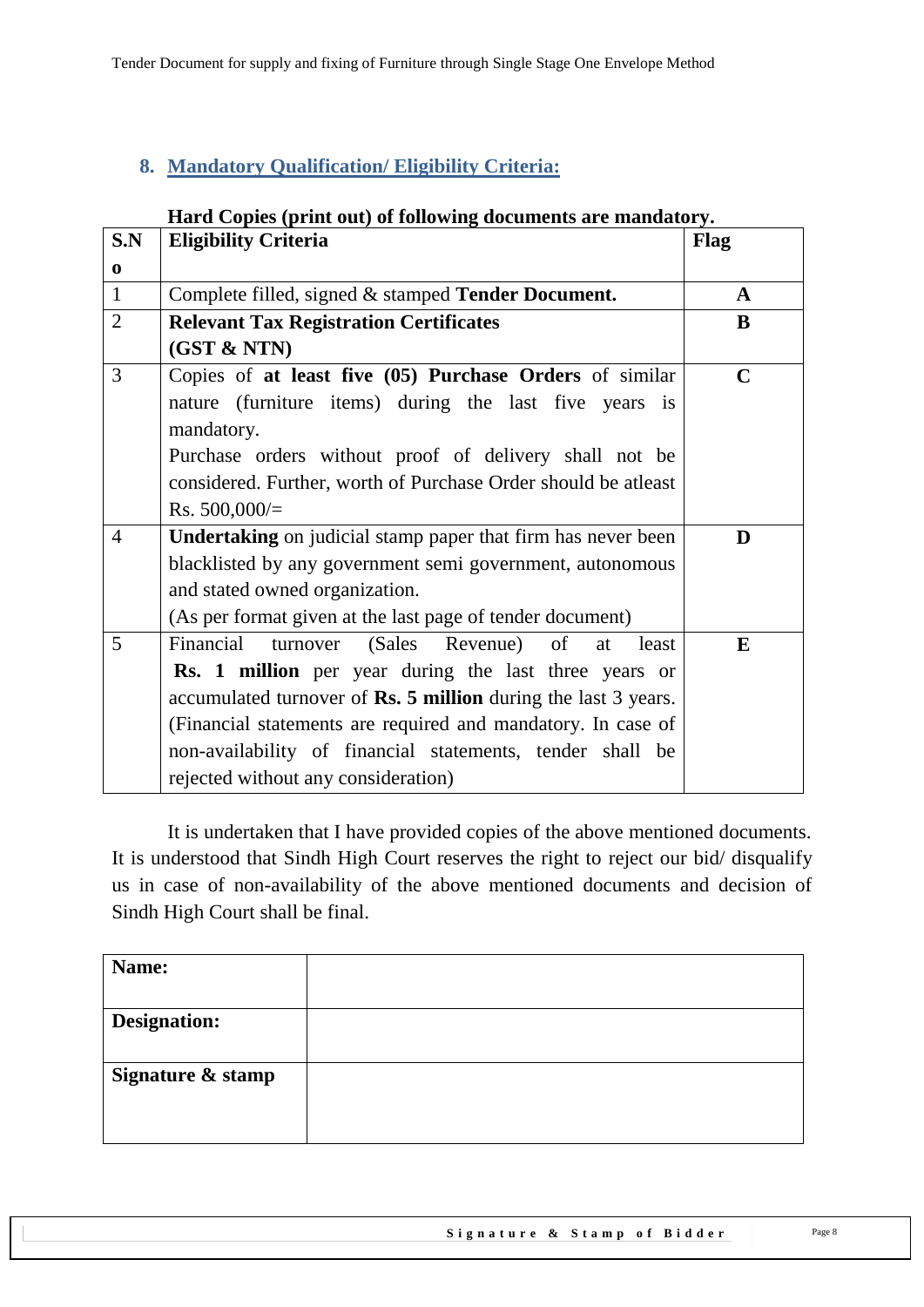## 8. Mandatory Qualification/ Eligibility Criteria:

**Hard Copies (print out) of following documents are mandatory.**

| S.No | Eligibility Criteria | Flag |
|---|---|---|
| 1 | Complete filled, signed & stamped **Tender Document.** | **A** |
| 2 | **Relevant Tax Registration Certificates (GST & NTN)** | **B** |
| 3 | Copies of **at least five (05) Purchase Orders** of similar nature (furniture items) during the last five years is mandatory.<br>Purchase orders without proof of delivery shall not be considered. Further, worth of Purchase Order should be atleast Rs. 500,000/= | **C** |
| 4 | **Undertaking** on judicial stamp paper that firm has never been blacklisted by any government semi government, autonomous and stated owned organization.<br>(As per format given at the last page of tender document) | **D** |
| 5 | Financial turnover (Sales Revenue) of at least **Rs. 1 million** per year during the last three years or accumulated turnover of **Rs. 5 million** during the last 3 years.<br>(Financial statements are required and mandatory. In case of non-availability of financial statements, tender shall be rejected without any consideration) | **E** |

It is undertaken that I have provided copies of the above mentioned documents. It is understood that Sindh High Court reserves the right to reject our bid/ disqualify us in case of non-availability of the above mentioned documents and decision of Sindh High Court shall be final.

| **Name:** | |
|---|---|
| **Designation:** | |
| **Signature & stamp** | |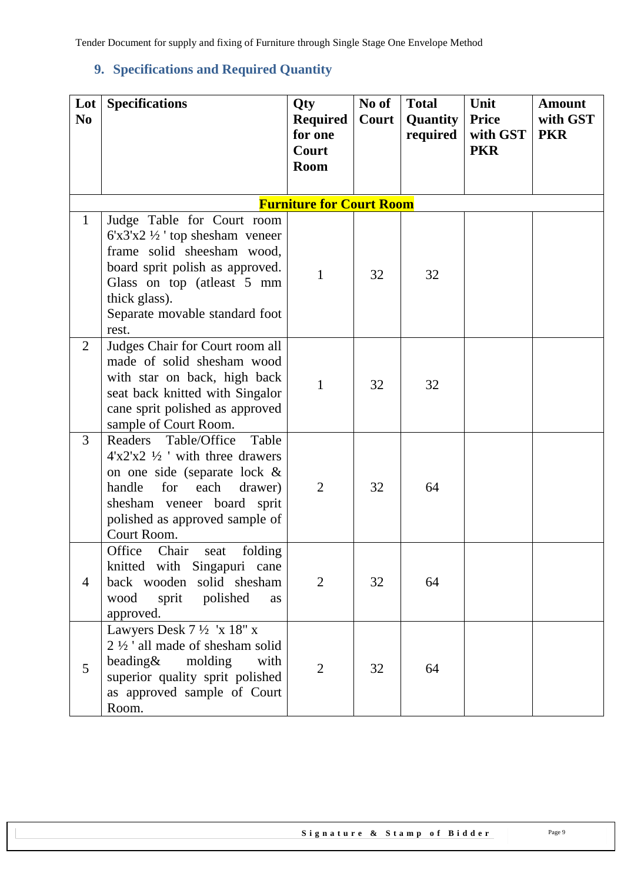## 9. Specifications and Required Quantity

| Lot No | Specifications | Qty Required for one Court Room | No of Court | Total Quantity required | Unit Price with GST PKR | Amount with GST PKR |
|---|---|---|---|---|---|---|
| | **Furniture for Court Room** | | | | | |
| 1 | Judge Table for Court room 6'x3'x2 ½ ' top shesham veneer frame solid sheesham wood, board sprit polish as approved. Glass on top (atleast 5 mm thick glass). Separate movable standard foot rest. | 1 | 32 | 32 | | |
| 2 | Judges Chair for Court room all made of solid shesham wood with star on back, high back seat back knitted with Singalor cane sprit polished as approved sample of Court Room. | 1 | 32 | 32 | | |
| 3 | Readers Table/Office Table 4'x2'x2 ½ ' with three drawers on one side (separate lock & handle for each drawer) shesham veneer board sprit polished as approved sample of Court Room. | 2 | 32 | 64 | | |
| 4 | Office Chair seat folding knitted with Singapuri cane back wooden solid shesham wood sprit polished as approved. | 2 | 32 | 64 | | |
| 5 | Lawyers Desk 7 ½ 'x 18" x 2 ½ ' all made of shesham solid beading& molding with superior quality sprit polished as approved sample of Court Room. | 2 | 32 | 64 | | |

**Signature & Stamp of Bidder**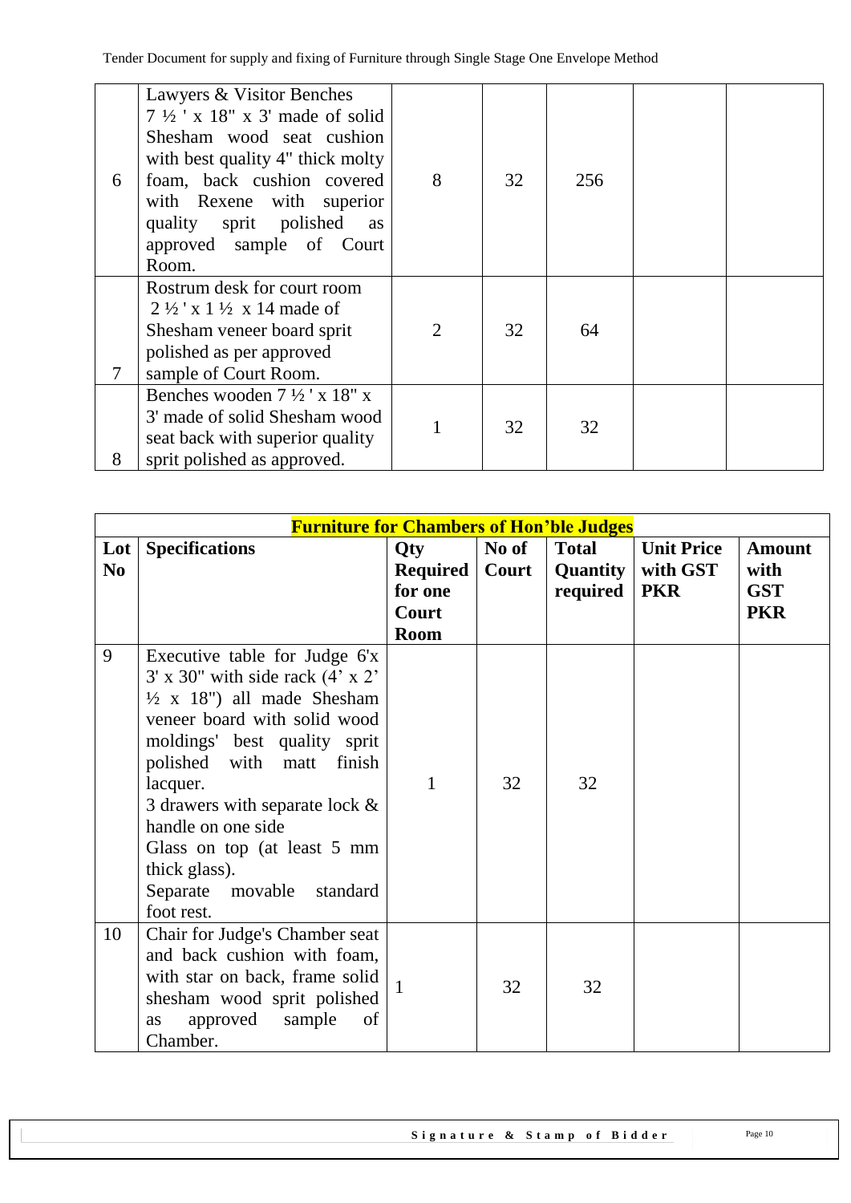| | | | | | | |
|---|---|---|---|---|---|---|
| 6 | Lawyers & Visitor Benches 7 ½ ' x 18" x 3' made of solid Shesham wood seat cushion with best quality 4" thick molty foam, back cushion covered with Rexene with superior quality sprit polished as approved sample of Court Room. | 8 | 32 | 256 | | |
| 7 | Rostrum desk for court room 2 ½ ' x 1 ½ x 14 made of Shesham veneer board sprit polished as per approved sample of Court Room. | 2 | 32 | 64 | | |
| 8 | Benches wooden 7 ½ ' x 18" x 3' made of solid Shesham wood seat back with superior quality sprit polished as approved. | 1 | 32 | 32 | | |

| **Furniture for Chambers of Hon'ble Judges** | | | | | | |
|---|---|---|---|---|---|---|
| **Lot No** | **Specifications** | **Qty Required for one Court Room** | **No of Court** | **Total Quantity required** | **Unit Price with GST PKR** | **Amount with GST PKR** |
| 9 | Executive table for Judge 6'x 3' x 30" with side rack (4' x 2' ½ x 18") all made Shesham veneer board with solid wood moldings' best quality sprit polished with matt finish lacquer.<br>3 drawers with separate lock & handle on one side<br>Glass on top (at least 5 mm thick glass).<br>Separate movable standard foot rest. | 1 | 32 | 32 | | |
| 10 | Chair for Judge's Chamber seat and back cushion with foam, with star on back, frame solid shesham wood sprit polished as approved sample of Chamber. | 1 | 32 | 32 | | |

**Signature & Stamp of Bidder**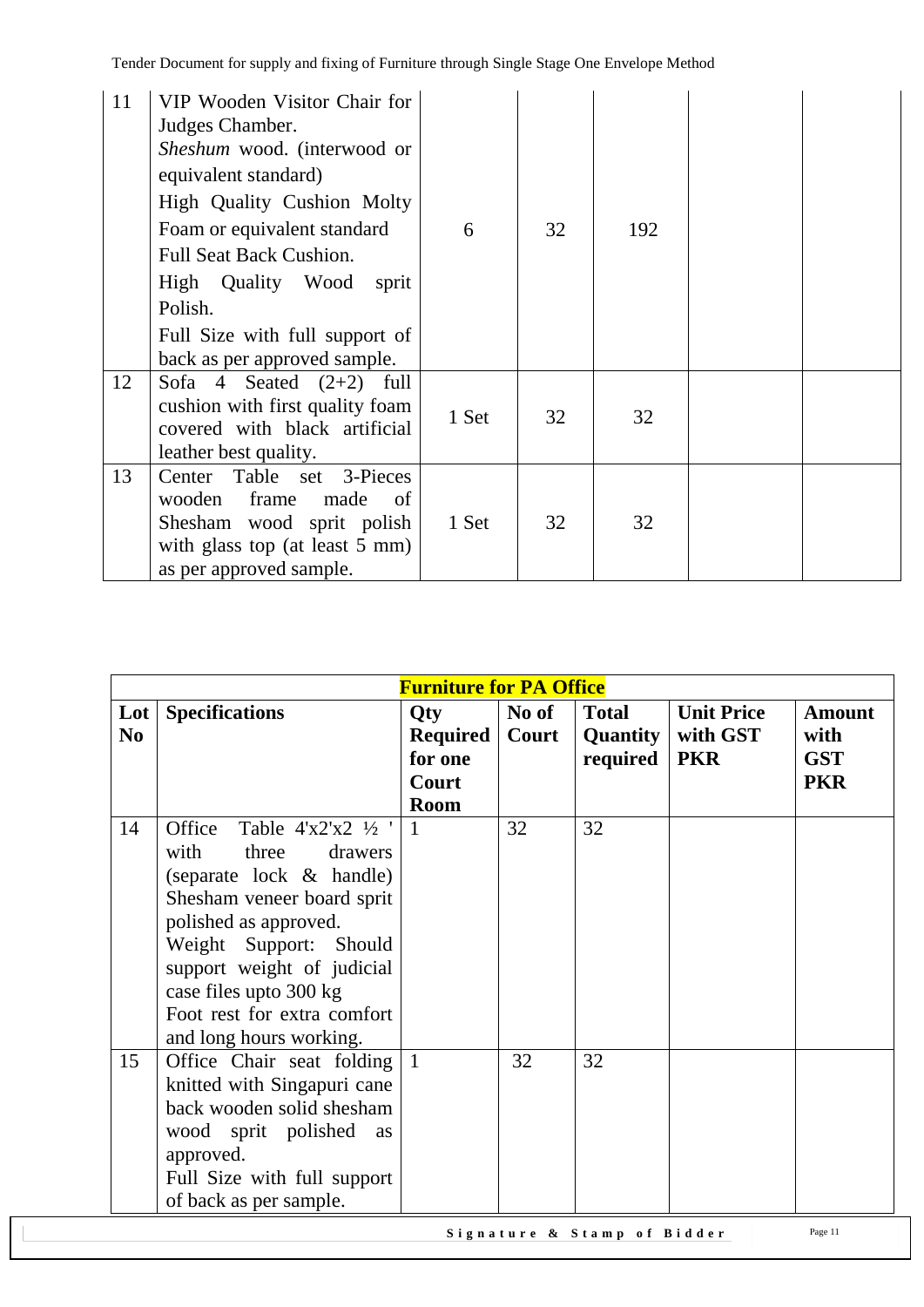| 11 | VIP Wooden Visitor Chair for Judges Chamber. *Sheshum* wood. (interwood or equivalent standard) High Quality Cushion Molty Foam or equivalent standard Full Seat Back Cushion. High Quality Wood sprit Polish. Full Size with full support of back as per approved sample. | 6 | 32 | 192 | | |
|---|---|---|---|---|---|---|
| 12 | Sofa 4 Seated (2+2) full cushion with first quality foam covered with black artificial leather best quality. | 1 Set | 32 | 32 | | |
| 13 | Center Table set 3-Pieces wooden frame made of Shesham wood sprit polish with glass top (at least 5 mm) as per approved sample. | 1 Set | 32 | 32 | | |

| **Furniture for PA Office** | | | | | | |
|---|---|---|---|---|---|---|
| **Lot No** | **Specifications** | **Qty Required for one Court Room** | **No of Court** | **Total Quantity required** | **Unit Price with GST PKR** | **Amount with GST PKR** |
| 14 | Office Table 4'x2'x2 ½ ' with three drawers (separate lock & handle) Shesham veneer board sprit polished as approved. Weight Support: Should support weight of judicial case files upto 300 kg Foot rest for extra comfort and long hours working. | 1 | 32 | 32 | | |
| 15 | Office Chair seat folding knitted with Singapuri cane back wooden solid shesham wood sprit polished as approved. Full Size with full support of back as per sample. | 1 | 32 | 32 | | |

**Signature & Stamp of Bidder**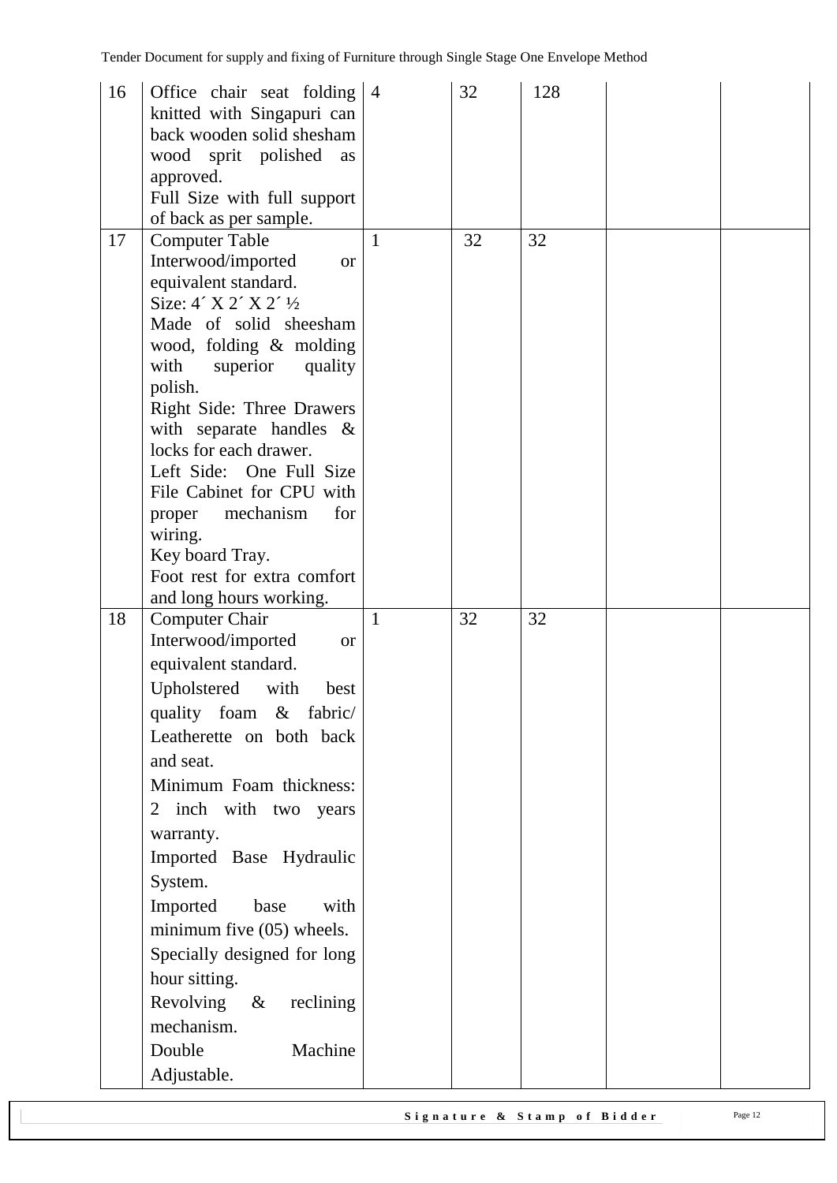| 16 | Office chair seat folding knitted with Singapuri can back wooden solid shesham wood sprit polished as approved.<br>Full Size with full support of back as per sample. | 4 | 32 | 128 | | |
|---|---|---|---|---|---|---|
| 17 | Computer Table<br>Interwood/imported or equivalent standard.<br>Size: 4´ X 2´ X 2´ ½<br>Made of solid sheesham wood, folding & molding with superior quality polish.<br>Right Side: Three Drawers with separate handles & locks for each drawer.<br>Left Side: One Full Size File Cabinet for CPU with proper mechanism for wiring.<br>Key board Tray.<br>Foot rest for extra comfort and long hours working. | 1 | 32 | 32 | | |
| 18 | Computer Chair<br>Interwood/imported or equivalent standard.<br>Upholstered with best quality foam & fabric/ Leatherette on both back and seat.<br>Minimum Foam thickness: 2 inch with two years warranty.<br>Imported Base Hydraulic System.<br>Imported base with minimum five (05) wheels.<br>Specially designed for long hour sitting.<br>Revolving & reclining mechanism.<br>Double Machine Adjustable. | 1 | 32 | 32 | | |

**Signature & Stamp of Bidder**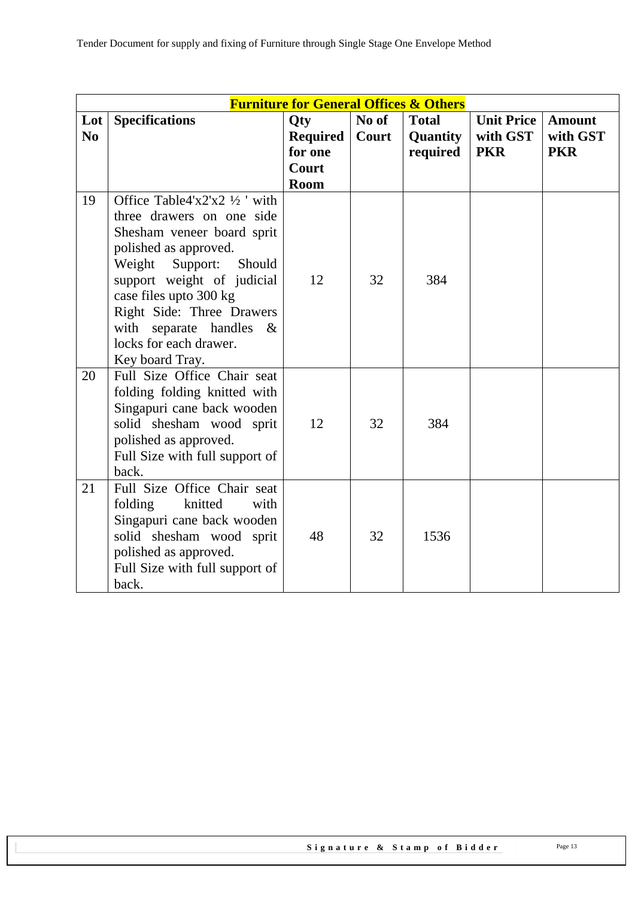| **Furniture for General Offices & Others** | | | | | | |
|---|---|---|---|---|---|---|
| **Lot No** | **Specifications** | **Qty Required for one Court Room** | **No of Court** | **Total Quantity required** | **Unit Price with GST PKR** | **Amount with GST PKR** |
| 19 | Office Table4'x2'x2 ½ ' with three drawers on one side Shesham veneer board sprit polished as approved.<br>Weight Support: Should support weight of judicial case files upto 300 kg<br>Right Side: Three Drawers with separate handles & locks for each drawer.<br>Key board Tray. | 12 | 32 | 384 | | |
| 20 | Full Size Office Chair seat folding folding knitted with Singapuri cane back wooden solid shesham wood sprit polished as approved.<br>Full Size with full support of back. | 12 | 32 | 384 | | |
| 21 | Full Size Office Chair seat folding knitted with Singapuri cane back wooden solid shesham wood sprit polished as approved.<br>Full Size with full support of back. | 48 | 32 | 1536 | | |

**Signature & Stamp of Bidder**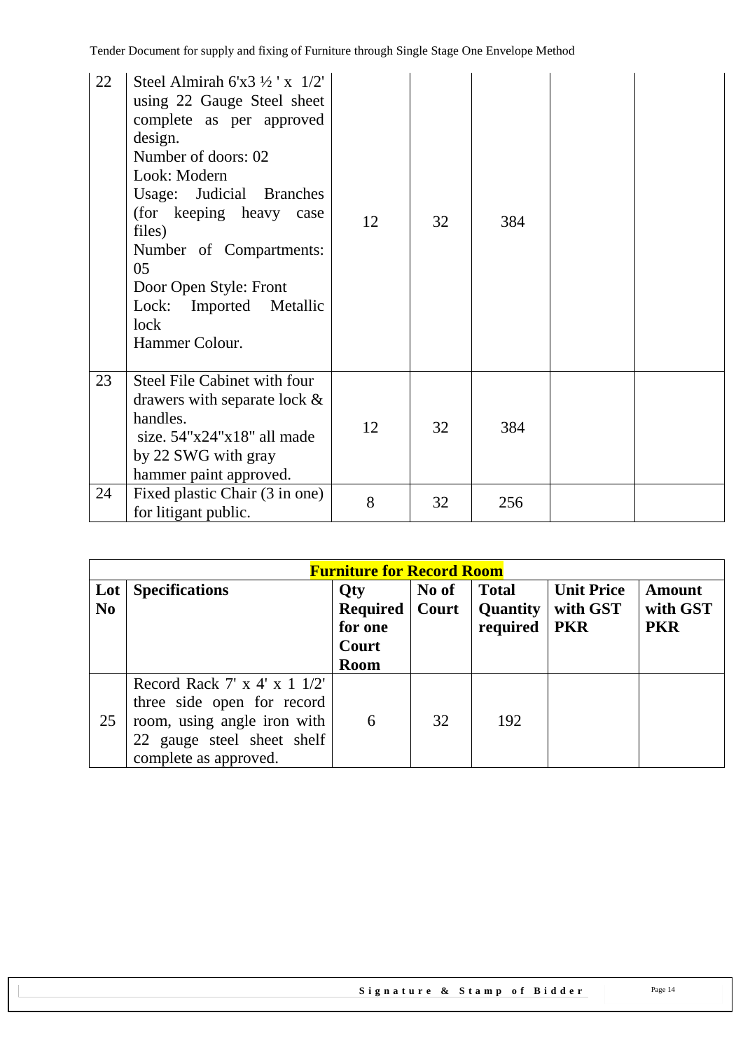| | | | | | | |
|---|---|---|---|---|---|---|
| 22 | Steel Almirah 6'x3 ½ ' x 1/2' using 22 Gauge Steel sheet complete as per approved design.<br>Number of doors: 02<br>Look: Modern<br>Usage: Judicial Branches (for keeping heavy case files)<br>Number of Compartments: 05<br>Door Open Style: Front<br>Lock: Imported Metallic lock<br>Hammer Colour. | 12 | 32 | 384 | | |
| 23 | Steel File Cabinet with four drawers with separate lock & handles.<br>size. 54"x24"x18" all made by 22 SWG with gray hammer paint approved. | 12 | 32 | 384 | | |
| 24 | Fixed plastic Chair (3 in one) for litigant public. | 8 | 32 | 256 | | |

| **Furniture for Record Room** | | | | | | |
|---|---|---|---|---|---|---|
| **Lot No** | **Specifications** | **Qty Required for one Court Room** | **No of Court** | **Total Quantity required** | **Unit Price with GST PKR** | **Amount with GST PKR** |
| 25 | Record Rack 7' x 4' x 1 1/2' three side open for record room, using angle iron with 22 gauge steel sheet shelf complete as approved. | 6 | 32 | 192 | | |

**Signature & Stamp of Bidder**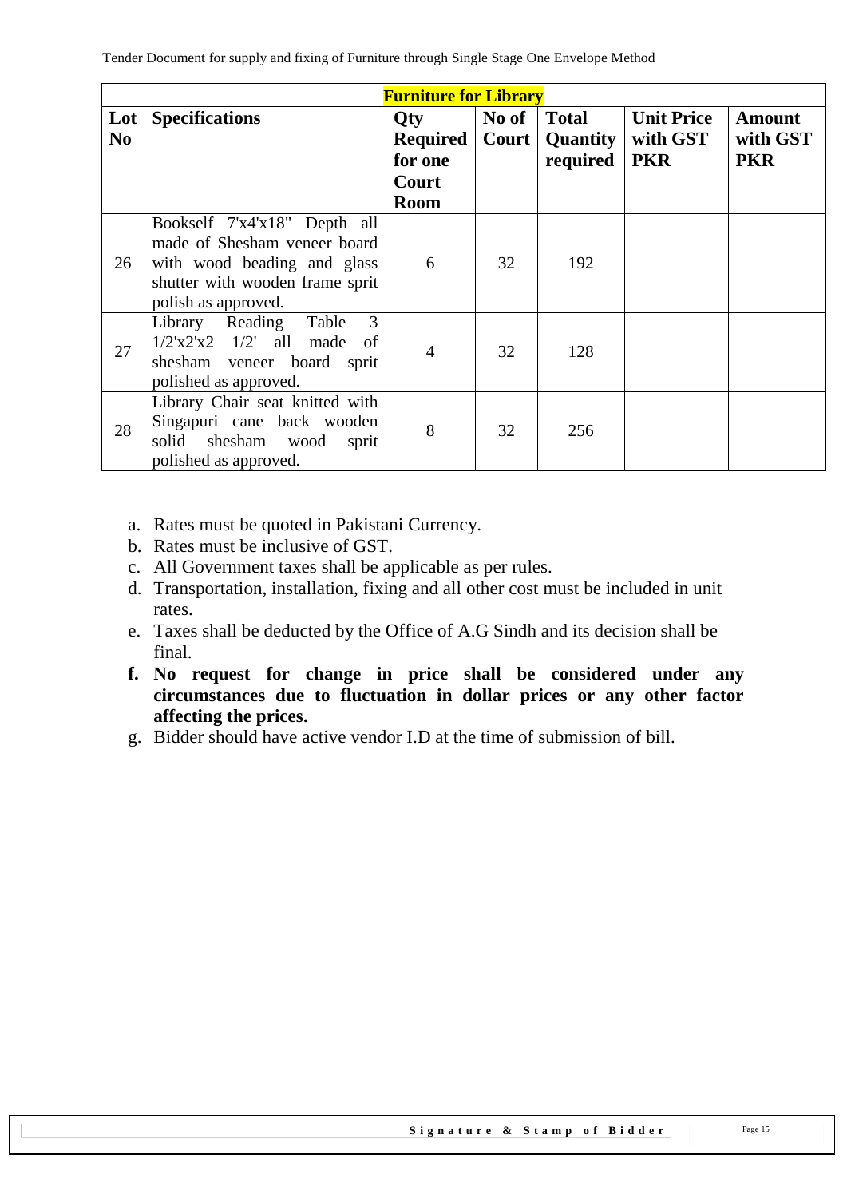| Furniture for Library | | | | | | |
|---|---|---|---|---|---|---|
| **Lot No** | **Specifications** | **Qty Required for one Court Room** | **No of Court** | **Total Quantity required** | **Unit Price with GST PKR** | **Amount with GST PKR** |
| 26 | Bookself 7'x4'x18" Depth all made of Shesham veneer board with wood beading and glass shutter with wooden frame sprit polish as approved. | 6 | 32 | 192 | | |
| 27 | Library Reading Table 3 1/2'x2'x2 1/2' all made of shesham veneer board sprit polished as approved. | 4 | 32 | 128 | | |
| 28 | Library Chair seat knitted with Singapuri cane back wooden solid shesham wood sprit polished as approved. | 8 | 32 | 256 | | |

a. Rates must be quoted in Pakistani Currency.
b. Rates must be inclusive of GST.
c. All Government taxes shall be applicable as per rules.
d. Transportation, installation, fixing and all other cost must be included in unit rates.
e. Taxes shall be deducted by the Office of A.G Sindh and its decision shall be final.
f. **No request for change in price shall be considered under any circumstances due to fluctuation in dollar prices or any other factor affecting the prices.**
g. Bidder should have active vendor I.D at the time of submission of bill.

**Signature & Stamp of Bidder**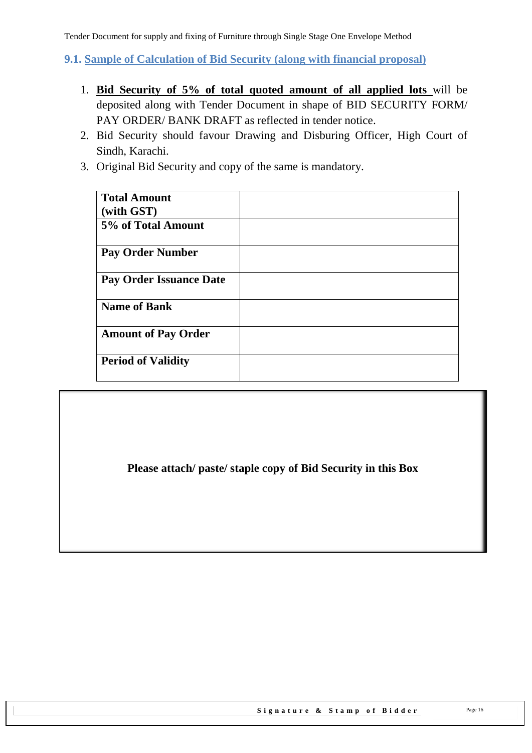## 9.1. Sample of Calculation of Bid Security (along with financial proposal)

1. **Bid Security of 5% of total quoted amount of all applied lots** will be deposited along with Tender Document in shape of BID SECURITY FORM/ PAY ORDER/ BANK DRAFT as reflected in tender notice.
2. Bid Security should favour Drawing and Disburing Officer, High Court of Sindh, Karachi.
3. Original Bid Security and copy of the same is mandatory.

| **Total Amount (with GST)** | |
|---|---|
| **5% of Total Amount** | |
| **Pay Order Number** | |
| **Pay Order Issuance Date** | |
| **Name of Bank** | |
| **Amount of Pay Order** | |
| **Period of Validity** | |

**Please attach/ paste/ staple copy of Bid Security in this Box**

**Signature & Stamp of Bidder**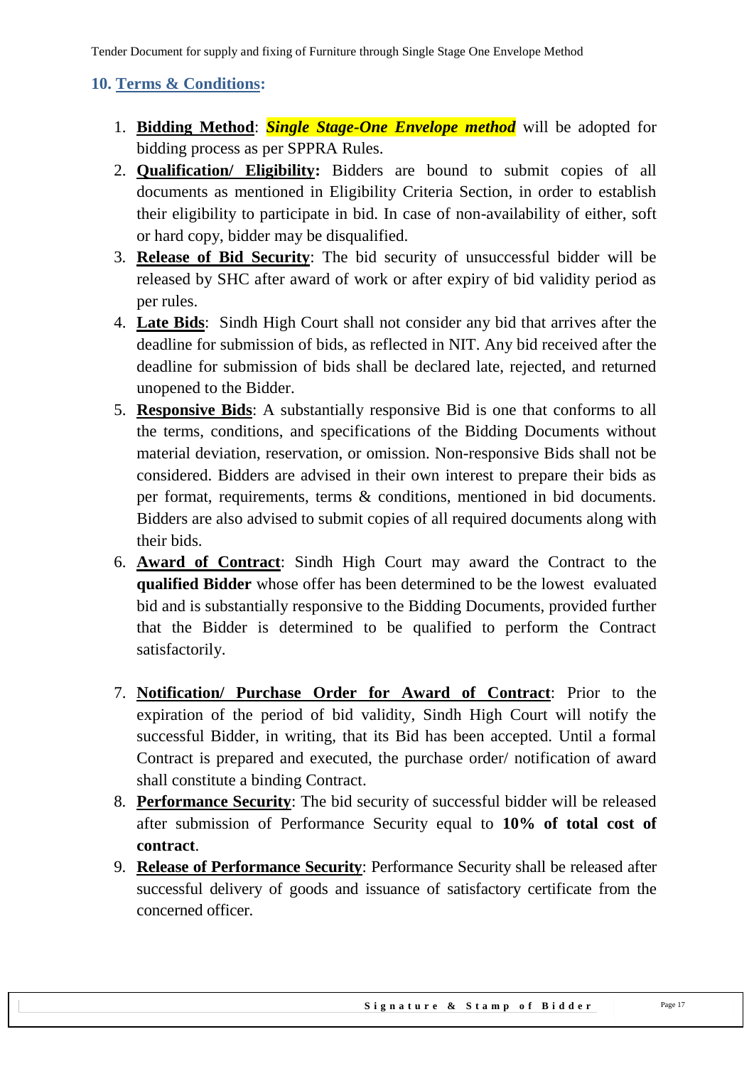## 10. Terms & Conditions:

1. **Bidding Method**: ***Single Stage-One Envelope method*** will be adopted for bidding process as per SPPRA Rules.
2. **Qualification/ Eligibility:** Bidders are bound to submit copies of all documents as mentioned in Eligibility Criteria Section, in order to establish their eligibility to participate in bid. In case of non-availability of either, soft or hard copy, bidder may be disqualified.
3. **Release of Bid Security**: The bid security of unsuccessful bidder will be released by SHC after award of work or after expiry of bid validity period as per rules.
4. **Late Bids**: Sindh High Court shall not consider any bid that arrives after the deadline for submission of bids, as reflected in NIT. Any bid received after the deadline for submission of bids shall be declared late, rejected, and returned unopened to the Bidder.
5. **Responsive Bids**: A substantially responsive Bid is one that conforms to all the terms, conditions, and specifications of the Bidding Documents without material deviation, reservation, or omission. Non-responsive Bids shall not be considered. Bidders are advised in their own interest to prepare their bids as per format, requirements, terms & conditions, mentioned in bid documents. Bidders are also advised to submit copies of all required documents along with their bids.
6. **Award of Contract**: Sindh High Court may award the Contract to the **qualified Bidder** whose offer has been determined to be the lowest evaluated bid and is substantially responsive to the Bidding Documents, provided further that the Bidder is determined to be qualified to perform the Contract satisfactorily.
7. **Notification/ Purchase Order for Award of Contract**: Prior to the expiration of the period of bid validity, Sindh High Court will notify the successful Bidder, in writing, that its Bid has been accepted. Until a formal Contract is prepared and executed, the purchase order/ notification of award shall constitute a binding Contract.
8. **Performance Security**: The bid security of successful bidder will be released after submission of Performance Security equal to **10% of total cost of contract**.
9. **Release of Performance Security**: Performance Security shall be released after successful delivery of goods and issuance of satisfactory certificate from the concerned officer.

**Signature & Stamp of Bidder**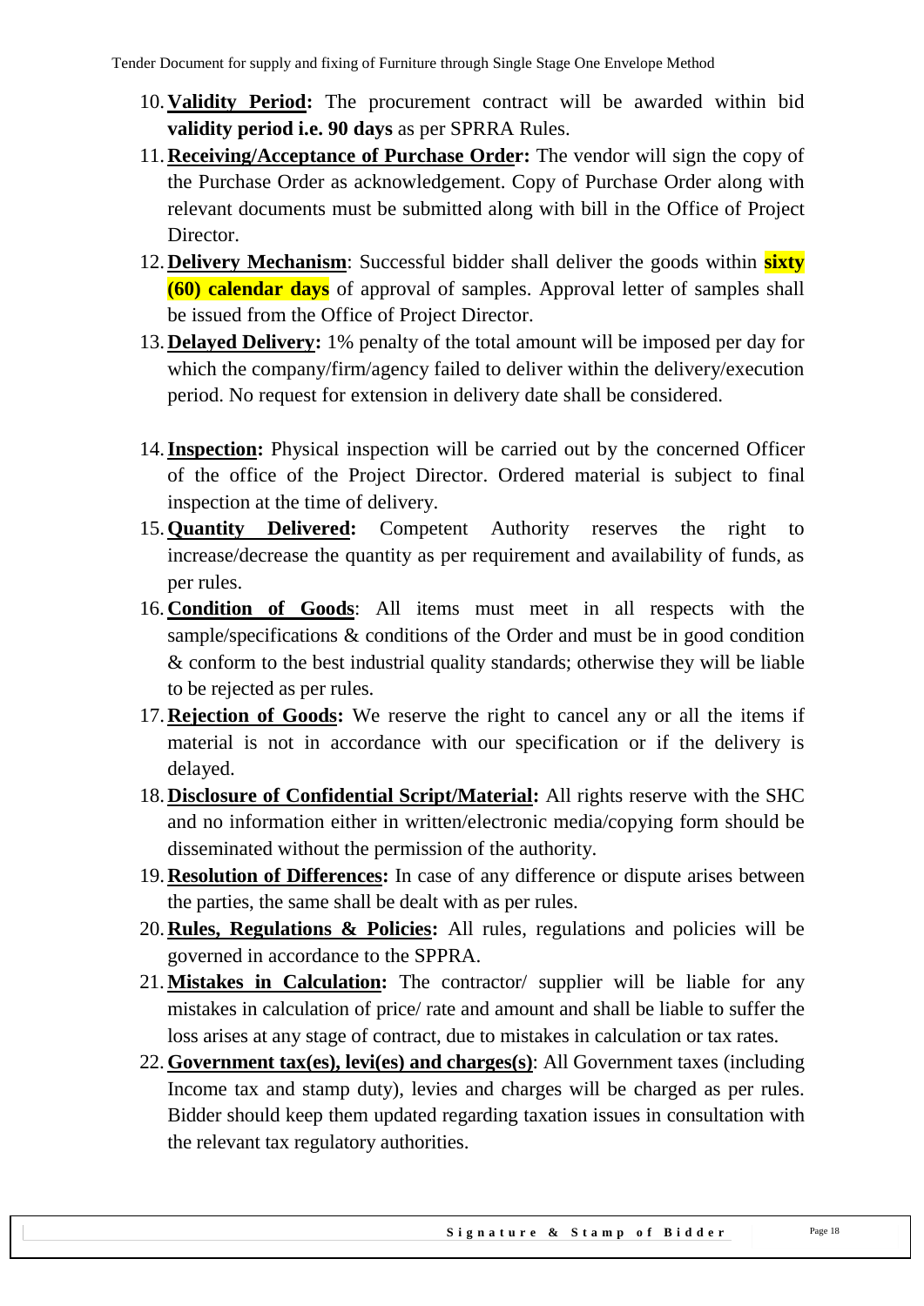10. **Validity Period:** The procurement contract will be awarded within bid **validity period i.e. 90 days** as per SPRRA Rules.
11. **Receiving/Acceptance of Purchase Order:** The vendor will sign the copy of the Purchase Order as acknowledgement. Copy of Purchase Order along with relevant documents must be submitted along with bill in the Office of Project Director.
12. **Delivery Mechanism**: Successful bidder shall deliver the goods within **sixty (60) calendar days** of approval of samples. Approval letter of samples shall be issued from the Office of Project Director.
13. **Delayed Delivery:** 1% penalty of the total amount will be imposed per day for which the company/firm/agency failed to deliver within the delivery/execution period. No request for extension in delivery date shall be considered.
14. **Inspection:** Physical inspection will be carried out by the concerned Officer of the office of the Project Director. Ordered material is subject to final inspection at the time of delivery.
15. **Quantity Delivered:** Competent Authority reserves the right to increase/decrease the quantity as per requirement and availability of funds, as per rules.
16. **Condition of Goods**: All items must meet in all respects with the sample/specifications & conditions of the Order and must be in good condition & conform to the best industrial quality standards; otherwise they will be liable to be rejected as per rules.
17. **Rejection of Goods:** We reserve the right to cancel any or all the items if material is not in accordance with our specification or if the delivery is delayed.
18. **Disclosure of Confidential Script/Material:** All rights reserve with the SHC and no information either in written/electronic media/copying form should be disseminated without the permission of the authority.
19. **Resolution of Differences:** In case of any difference or dispute arises between the parties, the same shall be dealt with as per rules.
20. **Rules, Regulations & Policies:** All rules, regulations and policies will be governed in accordance to the SPPRA.
21. **Mistakes in Calculation:** The contractor/ supplier will be liable for any mistakes in calculation of price/ rate and amount and shall be liable to suffer the loss arises at any stage of contract, due to mistakes in calculation or tax rates.
22. **Government tax(es), levi(es) and charges(s)**: All Government taxes (including Income tax and stamp duty), levies and charges will be charged as per rules. Bidder should keep them updated regarding taxation issues in consultation with the relevant tax regulatory authorities.

**Signature & Stamp of Bidder**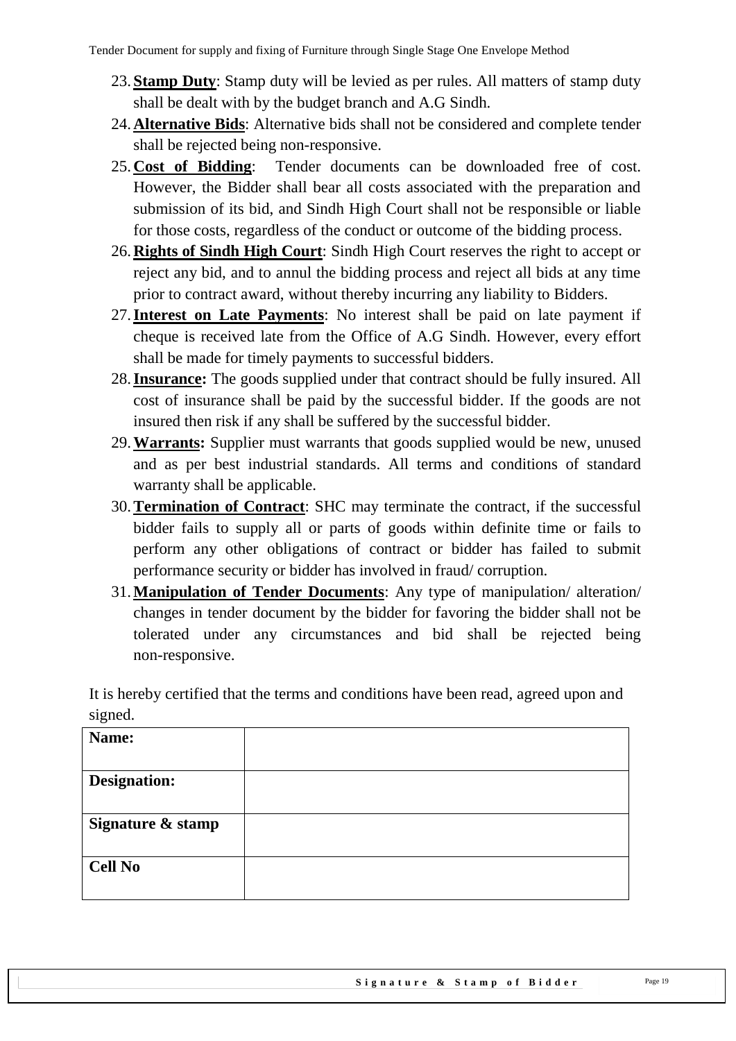23. **Stamp Duty**: Stamp duty will be levied as per rules. All matters of stamp duty shall be dealt with by the budget branch and A.G Sindh.
24. **Alternative Bids**: Alternative bids shall not be considered and complete tender shall be rejected being non-responsive.
25. **Cost of Bidding**: Tender documents can be downloaded free of cost. However, the Bidder shall bear all costs associated with the preparation and submission of its bid, and Sindh High Court shall not be responsible or liable for those costs, regardless of the conduct or outcome of the bidding process.
26. **Rights of Sindh High Court**: Sindh High Court reserves the right to accept or reject any bid, and to annul the bidding process and reject all bids at any time prior to contract award, without thereby incurring any liability to Bidders.
27. **Interest on Late Payments**: No interest shall be paid on late payment if cheque is received late from the Office of A.G Sindh. However, every effort shall be made for timely payments to successful bidders.
28. **Insurance:** The goods supplied under that contract should be fully insured. All cost of insurance shall be paid by the successful bidder. If the goods are not insured then risk if any shall be suffered by the successful bidder.
29. **Warrants:** Supplier must warrants that goods supplied would be new, unused and as per best industrial standards. All terms and conditions of standard warranty shall be applicable.
30. **Termination of Contract**: SHC may terminate the contract, if the successful bidder fails to supply all or parts of goods within definite time or fails to perform any other obligations of contract or bidder has failed to submit performance security or bidder has involved in fraud/ corruption.
31. **Manipulation of Tender Documents**: Any type of manipulation/ alteration/ changes in tender document by the bidder for favoring the bidder shall not be tolerated under any circumstances and bid shall be rejected being non-responsive.

It is hereby certified that the terms and conditions have been read, agreed upon and signed.

| **Name:** | |
|---|---|
| **Designation:** | |
| **Signature & stamp** | |
| **Cell No** | |

**Signature & Stamp of Bidder**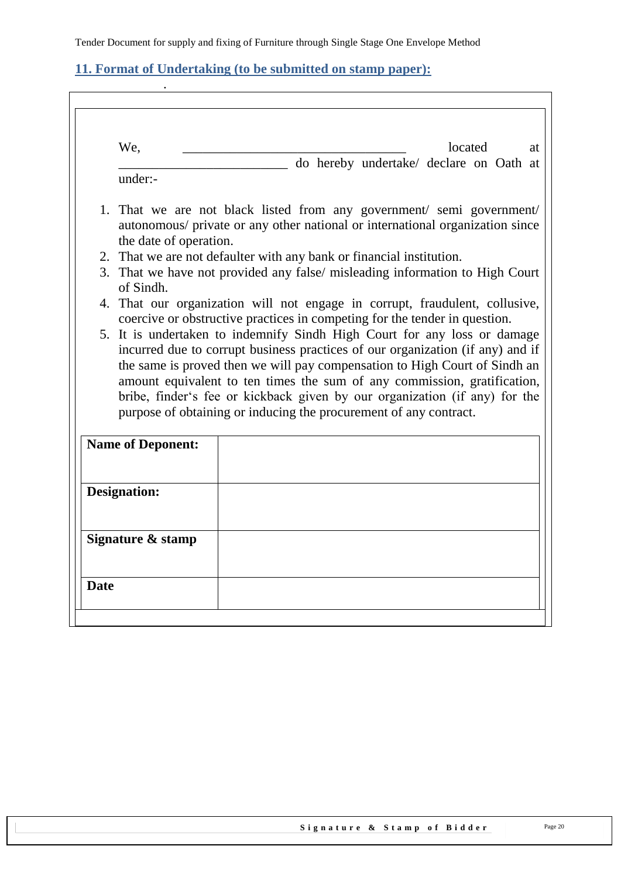## 11. Format of Undertaking (to be submitted on stamp paper):

We, ________________________________ located at ________________________ do hereby undertake/ declare on Oath at under:-

1. That we are not black listed from any government/ semi government/ autonomous/ private or any other national or international organization since the date of operation.
2. That we are not defaulter with any bank or financial institution.
3. That we have not provided any false/ misleading information to High Court of Sindh.
4. That our organization will not engage in corrupt, fraudulent, collusive, coercive or obstructive practices in competing for the tender in question.
5. It is undertaken to indemnify Sindh High Court for any loss or damage incurred due to corrupt business practices of our organization (if any) and if the same is proved then we will pay compensation to High Court of Sindh an amount equivalent to ten times the sum of any commission, gratification, bribe, finder's fee or kickback given by our organization (if any) for the purpose of obtaining or inducing the procurement of any contract.

| | |
|---|---|
| **Name of Deponent:** | |
| **Designation:** | |
| **Signature & stamp** | |
| **Date** | |

Signature & Stamp of Bidder